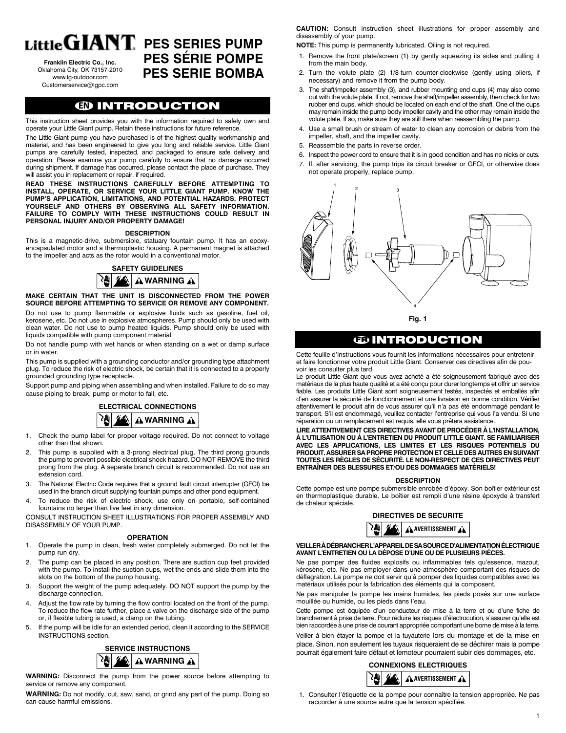# Little GIANT

**Franklin Electric Co., Inc.**
Oklahoma City, OK 73157-2010
www.lg-outdoor.com
Customerservice@lgpc.com

# PES SERIES PUMP
# PES SÉRIE POMPE
# PES SERIE BOMBA

## EN INTRODUCTION

This instruction sheet provides you with the information required to safely own and operate your Little Giant pump. Retain these instructions for future reference.

The Little Giant pump you have purchased is of the highest quality workmanship and material, and has been engineered to give you long and reliable service. Little Giant pumps are carefully tested, inspected, and packaged to ensure safe delivery and operation. Please examine your pump carefully to ensure that no damage occurred during shipment. If damage has occurred, please contact the place of purchase. They will assist you in replacement or repair, if required.

**READ THESE INSTRUCTIONS CAREFULLY BEFORE ATTEMPTING TO INSTALL, OPERATE, OR SERVICE YOUR LITTLE GIANT PUMP. KNOW THE PUMP'S APPLICATION, LIMITATIONS, AND POTENTIAL HAZARDS. PROTECT YOURSELF AND OTHERS BY OBSERVING ALL SAFETY INFORMATION. FAILURE TO COMPLY WITH THESE INSTRUCTIONS COULD RESULT IN PERSONAL INJURY AND/OR PROPERTY DAMAGE!**

### DESCRIPTION

This is a magnetic-drive, submersible, statuary fountain pump. It has an epoxy-encapsulated motor and a thermoplastic housing. A permanent magnet is attached to the impeller and acts as the rotor would in a conventional motor.

### SAFETY GUIDELINES

**⚠ WARNING ⚠**

**MAKE CERTAIN THAT THE UNIT IS DISCONNECTED FROM THE POWER SOURCE BEFORE ATTEMPTING TO SERVICE OR REMOVE ANY COMPONENT.**

Do not use to pump flammable or explosive fluids such as gasoline, fuel oil, kerosene, etc. Do not use in explosive atmospheres. Pump should only be used with clean water. Do not use to pump heated liquids. Pump should only be used with liquids compatible with pump component material.

Do not handle pump with wet hands or when standing on a wet or damp surface or in water.

This pump is supplied with a grounding conductor and/or grounding type attachment plug. To reduce the risk of electric shock, be certain that it is connected to a properly grounded grounding type receptacle.

Support pump and piping when assembling and when installed. Failure to do so may cause piping to break, pump or motor to fall, etc.

### ELECTRICAL CONNECTIONS

**⚠ WARNING ⚠**

1. Check the pump label for proper voltage required. Do not connect to voltage other than that shown.
2. This pump is supplied with a 3-prong electrical plug. The third prong grounds the pump to prevent possible electrical shock hazard. DO NOT REMOVE the third prong from the plug. A separate branch circuit is recommended. Do not use an extension cord.
3. The National Electric Code requires that a ground fault circuit interrupter (GFCI) be used in the branch circuit supplying fountain pumps and other pond equipment.
4. To reduce the risk of electric shock, use only on portable, self-contained fountains no larger than five feet in any dimension.

CONSULT INSTRUCTION SHEET ILLUSTRATIONS FOR PROPER ASSEMBLY AND DISASSEMBLY OF YOUR PUMP.

### OPERATION

1. Operate the pump in clean, fresh water completely submerged. Do not let the pump run dry.
2. The pump can be placed in any position. There are suction cup feet provided with the pump. To install the suction cups, wet the ends and slide them into the slots on the bottom of the pump housing.
3. Support the weight of the pump adequately. DO NOT support the pump by the discharge connection.
4. Adjust the flow rate by turning the flow control located on the front of the pump. To reduce the flow rate further, place a valve on the discharge side of the pump or, if flexible tubing is used, a clamp on the tubing.
5. If the pump will be idle for an extended period, clean it according to the SERVICE INSTRUCTIONS section.

### SERVICE INSTRUCTIONS

**⚠ WARNING ⚠**

**WARNING:** Disconnect the pump from the power source before attempting to service or remove any component.

**WARNING:** Do not modify, cut, saw, sand, or grind any part of the pump. Doing so can cause harmful emissions.

**CAUTION:** Consult instruction sheet illustrations for proper assembly and disassembly of your pump.

**NOTE:** This pump is permanently lubricated. Oiling is not required.

1. Remove the front plate/screen (1) by gently squeezing its sides and pulling it from the main body.
2. Turn the volute plate (2) 1/8-turn counter-clockwise (gently using pliers, if necessary) and remove it from the pump body.
3. The shaft/impeller assembly (3), and rubber mounting end cups (4) may also come out with the volute plate. If not, remove the shaft/impeller assembly, then check for two rubber end cups, which should be located on each end of the shaft. One of the cups may remain inside the pump body impeller cavity and the other may remain inside the volute plate. If so, make sure they are still there when reassembling the pump.
4. Use a small brush or stream of water to clean any corrosion or debris from the impeller, shaft, and the impeller cavity.
5. Reassemble the parts in reverse order.
6. Inspect the power cord to ensure that it is in good condition and has no nicks or cuts.
7. If, after servicing, the pump trips its circuit breaker or GFCI, or otherwise does not operate properly, replace pump.

Fig. 1

## FR INTRODUCTION

Cette feuille d'instructions vous fournit les informations nécessaires pour entretenir et faire fonctionner votre produit Little Giant. Conserver ces directives afin de pouvoir les consulter plus tard.

Le produit Little Giant que vous avez acheté a été soigneusement fabriqué avec des matériaux de la plus haute qualité et a été conçu pour durer longtemps et offrir un service fiable. Les produits Little Giant sont soigneusement testés, inspectés et emballés afin d'en assurer la sécurité de fonctionnement et une livraison en bonne condition. Vérifier attentivement le produit afin de vous assurer qu'il n'a pas été endommagé pendant le transport. S'il est endommagé, veuillez contacter l'entreprise qui vous l'a vendu. Si une réparation ou un remplacement est requis, elle vous prêtera assistance.

**LIRE ATTENTIVEMENT CES DIRECTIVES AVANT DE PROCÉDER À L'INSTALLATION, À L'UTILISATION OU À L'ENTRETIEN DU PRODUIT LITTLE GIANT. SE FAMILIARISER AVEC LES APPLICATIONS, LES LIMITES ET LES RISQUES POTENTIELS DU PRODUIT. ASSURER SA PROPRE PROTECTION ET CELLE DES AUTRES EN SUIVANT TOUTES LES RÈGLES DE SÉCURITÉ. LE NON-RESPECT DE CES DIRECTIVES PEUT ENTRAÎNER DES BLESSURES ET/OU DES DOMMAGES MATÉRIELS!**

### DESCRIPTION

Cette pompe est une pompe submersible enrobée d'époxy. Son boîtier extérieur est en thermoplastique durable. Le boîtier est rempli d'une résine époxyde à transfert de chaleur spéciale.

### DIRECTIVES DE SECURITE

**⚠ AVERTISSEMENT ⚠**

**VEILLER À DÉBRANCHER L'APPAREIL DE SA SOURCE D'ALIMENTATION ÉLECTRIQUE AVANT L'ENTRETIEN OU LA DÉPOSE D'UNE OU DE PLUSIEURS PIÉCES.**

Ne pas pomper des fluides explosifs ou inflammables tels qu'essence, mazout, kérosène, etc. Ne pas employer dans une atmosphère comportant des risques de déflagration. La pompe ne doit servir qu'à pomper des liquides compatibles avec les matériaux utilisés pour la fabrication des éléments qui la composent.

Ne pas manipuler la pompe les mains humides, les pieds posés sur une surface mouillée ou humide, ou les pieds dans l'eau.

Cette pompe est équipée d'un conducteur de mise à la terre et ou d'une fiche de branchement à prise de terre. Pour réduire les risques d'électrocution, s'assurer qu'elle est bien raccordée à une prise de courant appropriée comportant une borne de mise à la terre.

Veiller à bien étayer la pompe et la tuyauterie lors du montage et de la mise en place. Sinon, non seulement les tuyaux risqueraient de se déchirer mais la pompe pourrait également faire défaut et lemoteur pourraient subir des dommages, etc.

### CONNEXIONS ELECTRIQUES

**⚠ AVERTISSEMENT ⚠**

1. Consulter l'étiquette de la pompe pour connaître la tension appropriée. Ne pas raccorder à une source autre que la tension spécifiée.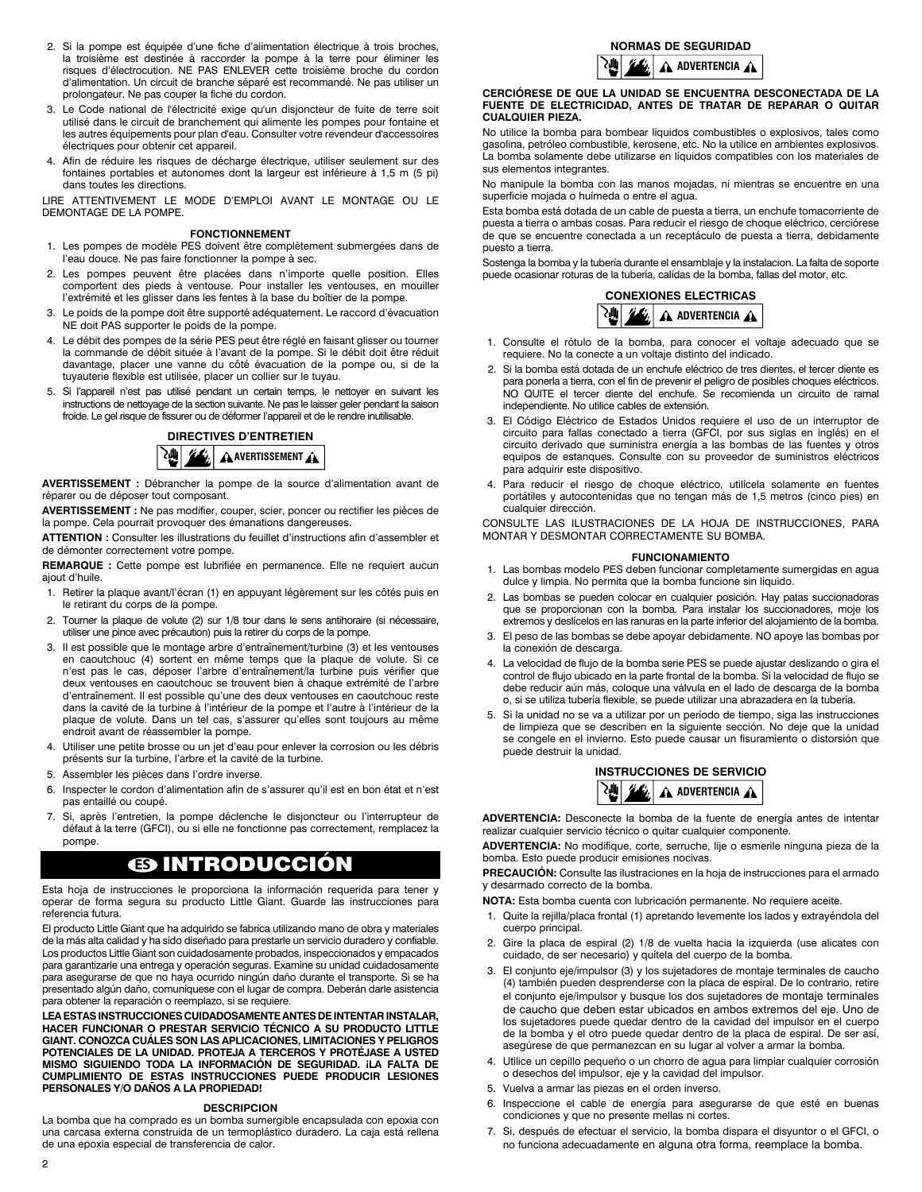2. Si la pompe est équipée d'une fiche d'aiimentation électrique à trois broches, la troisième est destinée à raccorder la pompe à la terre pour éliminer les risques d'électrocution. NE PAS ENLEVER cette troisième broche du cordon d'alimentation. Un circuit de branche séparé est recommandé. Ne pas utiliser un prolongateur. Ne pas couper la fiche du cordon.
3. Le Code national de l'électricité exige qu'un disjoncteur de fuite de terre soit utilisé dans le circuit de branchement qui alimente les pompes pour fontaine et les autres équipements pour plan d'eau. Consulter votre revendeur d'accessoires électriques pour obtenir cet appareil.
4. Afin de réduire les risques de décharge électrique, utiliser seulement sur des fontaines portables et autonomes dont la largeur est inférieure à 1,5 m (5 pi) dans toutes les directions.

LIRE ATTENTIVEMENT LE MODE D'EMPLOI AVANT LE MONTAGE OU LE DEMONTAGE DE LA POMPE.

### FONCTIONNEMENT

1. Les pompes de modèle PES doivent être complètement submergées dans de l'eau douce. Ne pas faire fonctionner la pompe à sec.
2. Les pompes peuvent être placées dans n'importe quelle position. Elles comportent des pieds à ventouse. Pour installer les ventouses, en mouiller l'extrémité et les glisser dans les fentes à la base du boîtier de la pompe.
3. Le poids de la pompe doit être supporté adéquatement. Le raccord d'évacuation NE doit PAS supporter le poids de la pompe.
4. Le débit des pompes de la série PES peut être réglé en faisant glisser ou tourner la commande de débit située à l'avant de la pompe. Si le débit doit être réduit davantage, placer une vanne du côté évacuation de la pompe ou, si de la tuyauterie flexible est utilisée, placer un collier sur le tuyau.
5. Si l'appareil n'est pas utilisé pendant un certain temps, le nettoyer en suivant les instructions de nettoyage de la section suivante. Ne pas le laisser geler pendant la saison froide. Le gel risque de fissurer ou de déformer l'appareil et de le rendre inutilisable.

### DIRECTIVES D'ENTRETIEN

AVERTISSEMENT

**AVERTISSEMENT :** Débrancher la pompe de la source d'alimentation avant de réparer ou de déposer tout composant.

**AVERTISSEMENT :** Ne pas modifier, couper, scier, poncer ou rectifier les pièces de la pompe. Cela pourrait provoquer des émanations dangereuses.

**ATTENTION :** Consulter les illustrations du feuillet d'instructions afin d'assembler et de démonter correctement votre pompe.

**REMARQUE :** Cette pompe est lubrifiée en permanence. Elle ne requiert aucun ajout d'huile.

1. Retirer la plaque avant/l'écran (1) en appuyant légèrement sur les côtés puis en le retirant du corps de la pompe.
2. Tourner la plaque de volute (2) sur 1/8 tour dans le sens antihoraire (si nécessaire, utiliser une pince avec précaution) puis la retirer du corps de la pompe.
3. Il est possible que le montage arbre d'entraînement/turbine (3) et les ventouses en caoutchouc (4) sortent en même temps que la plaque de volute. Si ce n'est pas le cas, déposer l'arbre d'entraînement/la turbine puis vérifier que deux ventouses en caoutchouc se trouvent bien à chaque extrémité de l'arbre d'entraînement. Il est possible qu'une des deux ventouses en caoutchouc reste dans la cavité de la turbine à l'intérieur de la pompe et l'autre à l'intérieur de la plaque de volute. Dans un tel cas, s'assurer qu'elles sont toujours au même endroit avant de réassembler la pompe.
4. Utiliser une petite brosse ou un jet d'eau pour enlever la corrosion ou les débris présents sur la turbine, l'arbre et la cavité de la turbine.
5. Assembler les pièces dans l'ordre inverse.
6. Inspecter le cordon d'alimentation afin de s'assurer qu'il est en bon état et n'est pas entaillé ou coupé.
7. Si, après l'entretien, la pompe déclenche le disjoncteur ou l'interrupteur de défaut à la terre (GFCI), ou si elle ne fonctionne pas correctement, remplacez la pompe.

# ES INTRODUCCIÓN

Esta hoja de instrucciones le proporciona la información requerida para tener y operar de forma segura su producto Little Giant. Guarde las instrucciones para referencia futura.

El producto Little Giant que ha adquirido se fabrica utilizando mano de obra y materiales de la más alta calidad y ha sido diseñado para prestarle un servicio duradero y confiable. Los productos Little Giant son cuidadosamente probados, inspeccionados y empacados para garantizarle una entrega y operación seguras. Examine su unidad cuidadosamente para asegurarse de que no haya ocurrido ningún daño durante el transporte. Si se ha presentado algún daño, comuníquese con el lugar de compra. Deberán darle asistencia para obtener la reparación o reemplazo, si se requiere.

**LEA ESTAS INSTRUCCIONES CUIDADOSAMENTE ANTES DE INTENTAR INSTALAR, HACER FUNCIONAR O PRESTAR SERVICIO TÉCNICO A SU PRODUCTO LITTLE GIANT. CONOZCA CUÁLES SON LAS APLICACIONES, LIMITACIONES Y PELIGROS POTENCIALES DE LA UNIDAD. PROTEJA A TERCEROS Y PROTÉJASE A USTED MISMO SIGUIENDO TODA LA INFORMACIÓN DE SEGURIDAD. ¡LA FALTA DE CUMPLIMIENTO DE ESTAS INSTRUCCIONES PUEDE PRODUCIR LESIONES PERSONALES Y/O DAÑOS A LA PROPIEDAD!**

### DESCRIPCION

La bomba que ha comprado es un bomba sumergible encapsulada con epoxia con una carcasa externa construida de un termoplástico duradero. La caja está rellena de una epoxia especial de transferencia de calor.

### NORMAS DE SEGURIDAD

ADVERTENCIA

**CERCIÓRESE DE QUE LA UNIDAD SE ENCUENTRA DESCONECTADA DE LA FUENTE DE ELECTRICIDAD, ANTES DE TRATAR DE REPARAR O QUITAR CUALQUIER PIEZA.**

No utilice la bomba para bombear líquidos combustibles o explosivos, tales como gasolina, petróleo combustible, kerosene, etc. No la utilice en ambientes explosivos. La bomba solamente debe utilizarse en líquidos compatibles con los materiales de sus elementos integrantes.

No manipule la bomba con las manos mojadas, ni mientras se encuentre en una superficie mojada o huímeda o entre el agua.

Esta bomba está dotada de un cable de puesta a tierra, un enchufe tomacorriente de puesta a tierra o ambas cosas. Para reducir el riesgo de choque eléctrico, cerciórese de que se encuentre conectada a un receptáculo de puesta a tierra, debidamente puesto a tierra.

Sostenga la bomba y la tubería durante el ensamblaje y la instalacion. La falta de soporte puede ocasionar roturas de la tubería, calídas de la bomba, fallas del motor, etc.

### CONEXIONES ELECTRICAS

ADVERTENCIA

1. Consulte el rótulo de la bomba, para conocer el voltaje adecuado que se requiere. No la conecte a un voltaje distinto del indicado.
2. Si la bomba está dotada de un enchufe eléctrico de tres dientes, el tercer diente es para ponerla a tierra, con el fin de prevenir el peligro de posibles choques eléctricos. NO QUITE el tercer diente del enchufe. Se recomienda un circuito de ramal independiente. No utilice cables de extensión.
3. El Código Eléctrico de Estados Unidos requiere el uso de un interruptor de circuito para fallas conectado a tierra (GFCI, por sus siglas en inglés) en el circuito derivado que suministra energía a las bombas de las fuentes y otros equipos de estanques. Consulte con su proveedor de suministros eléctricos para adquirir este dispositivo.
4. Para reducir el riesgo de choque eléctrico, utilícela solamente en fuentes portátiles y autocontenidas que no tengan más de 1,5 metros (cinco pies) en cualquier dirección.

CONSULTE LAS ILUSTRACIONES DE LA HOJA DE INSTRUCCIONES, PARA MONTAR Y DESMONTAR CORRECTAMENTE SU BOMBA.

### FUNCIONAMIENTO

1. Las bombas modelo PES deben funcionar completamente sumergidas en agua dulce y limpia. No permita que la bomba funcione sin líquido.
2. Las bombas se pueden colocar en cualquier posición. Hay patas succionadoras que se proporcionan con la bomba. Para instalar los succionadores, moje los extremos y deslícelos en las ranuras en la parte inferior del alojamiento de la bomba.
3. El peso de las bombas se debe apoyar debidamente. NO apoye las bombas por la conexión de descarga.
4. La velocidad de flujo de la bomba serie PES se puede ajustar deslizando o gira el control de flujo ubicado en la parte frontal de la bomba. Si la velocidad de flujo se debe reducir aún más, coloque una válvula en el lado de descarga de la bomba o, si se utiliza tubería flexible, se puede utilizar una abrazadera en la tubería.
5. Si la unidad no se va a utilizar por un período de tiempo, siga las instrucciones de limpieza que se describen en la siguiente sección. No deje que la unidad se congele en el invierno. Esto puede causar un fisuramiento o distorsión que puede destruir la unidad.

### INSTRUCCIONES DE SERVICIO

ADVERTENCIA

**ADVERTENCIA:** Desconecte la bomba de la fuente de energía antes de intentar realizar cualquier servicio técnico o quitar cualquier componente.

**ADVERTENCIA:** No modifique, corte, serruche, lije o esmerile ninguna pieza de la bomba. Esto puede producir emisiones nocivas.

**PRECAUCIÓN:** Consulte las ilustraciones en la hoja de instrucciones para el armado y desarmado correcto de la bomba.

**NOTA:** Esta bomba cuenta con lubricación permanente. No requiere aceite.

1. Quite la rejilla/placa frontal (1) apretando levemente los lados y extrayéndola del cuerpo principal.
2. Gire la placa de espiral (2) 1/8 de vuelta hacia la izquierda (use alicates con cuidado, de ser necesario) y quítela del cuerpo de la bomba.
3. El conjunto eje/impulsor (3) y los sujetadores de montaje terminales de caucho (4) también pueden desprenderse con la placa de espiral. De lo contrario, retire el conjunto eje/impulsor y busque los dos sujetadores de montaje terminales de caucho que deben estar ubicados en ambos extremos del eje. Uno de los sujetadores puede quedar dentro de la cavidad del impulsor en el cuerpo de la bomba y el otro puede quedar dentro de la placa de espiral. De ser así, asegúrese de que permanezcan en su lugar al volver a armar la bomba.
4. Utilice un cepillo pequeño o un chorro de agua para limpiar cualquier corrosión o desechos del impulsor, eje y la cavidad del impulsor.
5. Vuelva a armar las piezas en el orden inverso.
6. Inspeccione el cable de energía para asegurarse de que esté en buenas condiciones y que no presente mellas ni cortes.
7. Si, después de efectuar el servicio, la bomba dispara el disyuntor o el GFCI, o no funciona adecuadamente en alguna otra forma, reemplace la bomba.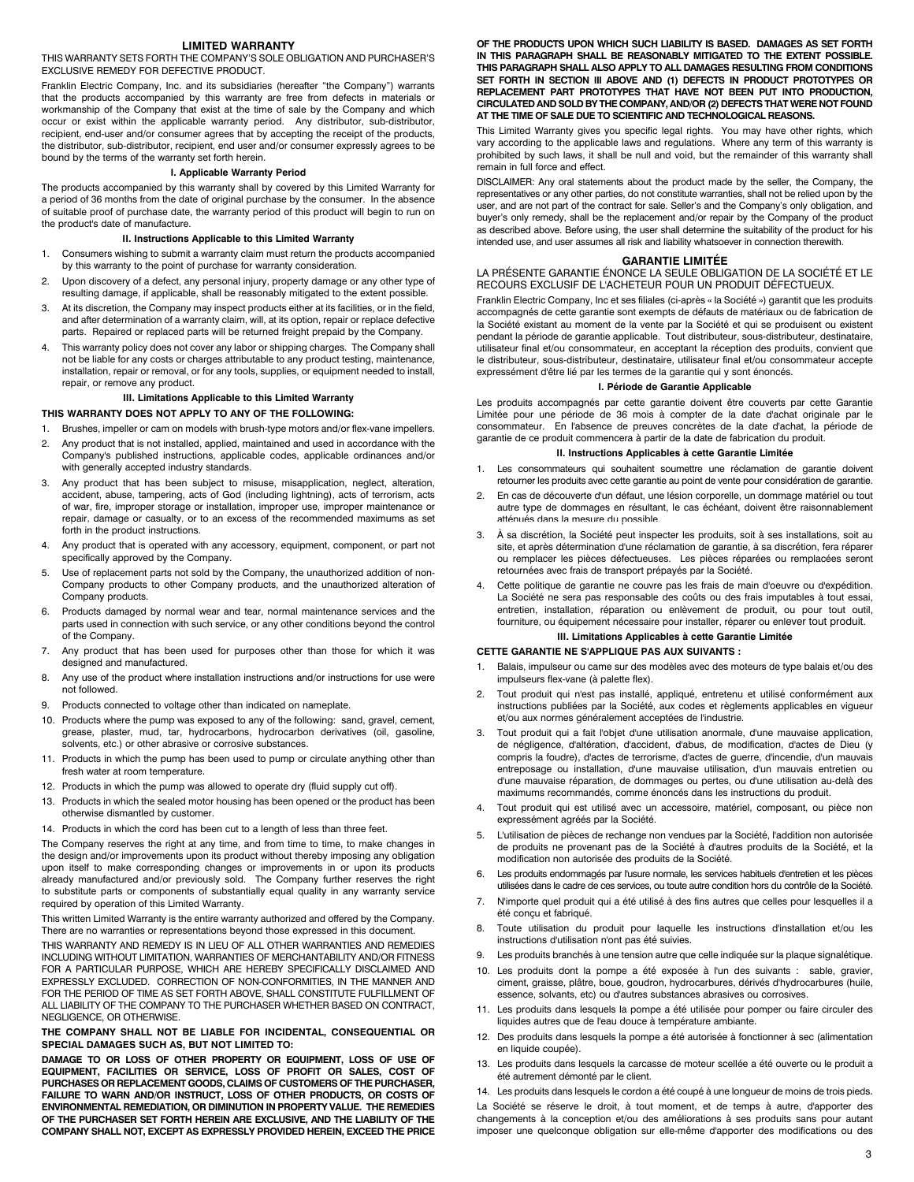## LIMITED WARRANTY

THIS WARRANTY SETS FORTH THE COMPANY'S SOLE OBLIGATION AND PURCHASER'S EXCLUSIVE REMEDY FOR DEFECTIVE PRODUCT.

Franklin Electric Company, Inc. and its subsidiaries (hereafter "the Company") warrants that the products accompanied by this warranty are free from defects in materials or workmanship of the Company that exist at the time of sale by the Company and which occur or exist within the applicable warranty period. Any distributor, sub-distributor, recipient, end-user and/or consumer agrees that by accepting the receipt of the products, the distributor, sub-distributor, recipient, end user and/or consumer expressly agrees to be bound by the terms of the warranty set forth herein.

### I. Applicable Warranty Period

The products accompanied by this warranty shall by covered by this Limited Warranty for a period of 36 months from the date of original purchase by the consumer. In the absence of suitable proof of purchase date, the warranty period of this product will begin to run on the product's date of manufacture.

### II. Instructions Applicable to this Limited Warranty

1. Consumers wishing to submit a warranty claim must return the products accompanied by this warranty to the point of purchase for warranty consideration.
2. Upon discovery of a defect, any personal injury, property damage or any other type of resulting damage, if applicable, shall be reasonably mitigated to the extent possible.
3. At its discretion, the Company may inspect products either at its facilities, or in the field, and after determination of a warranty claim, will, at its option, repair or replace defective parts. Repaired or replaced parts will be returned freight prepaid by the Company.
4. This warranty policy does not cover any labor or shipping charges. The Company shall not be liable for any costs or charges attributable to any product testing, maintenance, installation, repair or removal, or for any tools, supplies, or equipment needed to install, repair, or remove any product.

### III. Limitations Applicable to this Limited Warranty

**THIS WARRANTY DOES NOT APPLY TO ANY OF THE FOLLOWING:**

1. Brushes, impeller or cam on models with brush-type motors and/or flex-vane impellers.
2. Any product that is not installed, applied, maintained and used in accordance with the Company's published instructions, applicable codes, applicable ordinances and/or with generally accepted industry standards.
3. Any product that has been subject to misuse, misapplication, neglect, alteration, accident, abuse, tampering, acts of God (including lightning), acts of terrorism, acts of war, fire, improper storage or installation, improper use, improper maintenance or repair, damage or casualty, or to an excess of the recommended maximums as set forth in the product instructions.
4. Any product that is operated with any accessory, equipment, component, or part not specifically approved by the Company.
5. Use of replacement parts not sold by the Company, the unauthorized addition of non-Company products to other Company products, and the unauthorized alteration of Company products.
6. Products damaged by normal wear and tear, normal maintenance services and the parts used in connection with such service, or any other conditions beyond the control of the Company.
7. Any product that has been used for purposes other than those for which it was designed and manufactured.
8. Any use of the product where installation instructions and/or instructions for use were not followed.
9. Products connected to voltage other than indicated on nameplate.
10. Products where the pump was exposed to any of the following: sand, gravel, cement, grease, plaster, mud, tar, hydrocarbons, hydrocarbon derivatives (oil, gasoline, solvents, etc.) or other abrasive or corrosive substances.
11. Products in which the pump has been used to pump or circulate anything other than fresh water at room temperature.
12. Products in which the pump was allowed to operate dry (fluid supply cut off).
13. Products in which the sealed motor housing has been opened or the product has been otherwise dismantled by customer.
14. Products in which the cord has been cut to a length of less than three feet.

The Company reserves the right at any time, and from time to time, to make changes in the design and/or improvements upon its product without thereby imposing any obligation upon itself to make corresponding changes or improvements in or upon its products already manufactured and/or previously sold. The Company further reserves the right to substitute parts or components of substantially equal quality in any warranty service required by operation of this Limited Warranty.

This written Limited Warranty is the entire warranty authorized and offered by the Company. There are no warranties or representations beyond those expressed in this document.

THIS WARRANTY AND REMEDY IS IN LIEU OF ALL OTHER WARRANTIES AND REMEDIES INCLUDING WITHOUT LIMITATION, WARRANTIES OF MERCHANTABILITY AND/OR FITNESS FOR A PARTICULAR PURPOSE, WHICH ARE HEREBY SPECIFICALLY DISCLAIMED AND EXPRESSLY EXCLUDED. CORRECTION OF NON-CONFORMITIES, IN THE MANNER AND FOR THE PERIOD OF TIME AS SET FORTH ABOVE, SHALL CONSTITUTE FULFILLMENT OF ALL LIABILITY OF THE COMPANY TO THE PURCHASER WHETHER BASED ON CONTRACT, NEGLIGENCE, OR OTHERWISE.

**THE COMPANY SHALL NOT BE LIABLE FOR INCIDENTAL, CONSEQUENTIAL OR SPECIAL DAMAGES SUCH AS, BUT NOT LIMITED TO:**

**DAMAGE TO OR LOSS OF OTHER PROPERTY OR EQUIPMENT, LOSS OF USE OF EQUIPMENT, FACILITIES OR SERVICE, LOSS OF PROFIT OR SALES, COST OF PURCHASES OR REPLACEMENT GOODS, CLAIMS OF CUSTOMERS OF THE PURCHASER, FAILURE TO WARN AND/OR INSTRUCT, LOSS OF OTHER PRODUCTS, OR COSTS OF ENVIRONMENTAL REMEDIATION, OR DIMINUTION IN PROPERTY VALUE. THE REMEDIES OF THE PURCHASER SET FORTH HEREIN ARE EXCLUSIVE, AND THE LIABILITY OF THE COMPANY SHALL NOT, EXCEPT AS EXPRESSLY PROVIDED HEREIN, EXCEED THE PRICE OF THE PRODUCTS UPON WHICH SUCH LIABILITY IS BASED. DAMAGES AS SET FORTH IN THIS PARAGRAPH SHALL BE REASONABLY MITIGATED TO THE EXTENT POSSIBLE. THIS PARAGRAPH SHALL ALSO APPLY TO ALL DAMAGES RESULTING FROM CONDITIONS SET FORTH IN SECTION III ABOVE AND (1) DEFECTS IN PRODUCT PROTOTYPES OR REPLACEMENT PART PROTOTYPES THAT HAVE NOT BEEN PUT INTO PRODUCTION, CIRCULATED AND SOLD BY THE COMPANY, AND/OR (2) DEFECTS THAT WERE NOT FOUND AT THE TIME OF SALE DUE TO SCIENTIFIC AND TECHNOLOGICAL REASONS.**

This Limited Warranty gives you specific legal rights. You may have other rights, which vary according to the applicable laws and regulations. Where any term of this warranty is prohibited by such laws, it shall be null and void, but the remainder of this warranty shall remain in full force and effect.

DISCLAIMER: Any oral statements about the product made by the seller, the Company, the representatives or any other parties, do not constitute warranties, shall not be relied upon by the user, and are not part of the contract for sale. Seller's and the Company's only obligation, and buyer's only remedy, shall be the replacement and/or repair by the Company of the product as described above. Before using, the user shall determine the suitability of the product for his intended use, and user assumes all risk and liability whatsoever in connection therewith.

## GARANTIE LIMITÉE

LA PRÉSENTE GARANTIE ÉNONCE LA SEULE OBLIGATION DE LA SOCIÉTÉ ET LE RECOURS EXCLUSIF DE L'ACHETEUR POUR UN PRODUIT DÉFECTUEUX.

Franklin Electric Company, Inc et ses filiales (ci-après « la Société ») garantit que les produits accompagnés de cette garantie sont exempts de défauts de matériaux ou de fabrication de la Société existant au moment de la vente par la Société et qui se produisent ou existent pendant la période de garantie applicable. Tout distributeur, sous-distributeur, destinataire, utilisateur final et/ou consommateur, en acceptant la réception des produits, convient que le distributeur, sous-distributeur, destinataire, utilisateur final et/ou consommateur accepte expressément d'être lié par les termes de la garantie qui y sont énoncés.

### I. Période de Garantie Applicable

Les produits accompagnés par cette garantie doivent être couverts par cette Garantie Limitée pour une période de 36 mois à compter de la date d'achat originale par le consommateur. En l'absence de preuves concrètes de la date d'achat, la période de garantie de ce produit commencera à partir de la date de fabrication du produit.

### II. Instructions Applicables à cette Garantie Limitée

1. Les consommateurs qui souhaitent soumettre une réclamation de garantie doivent retourner les produits avec cette garantie au point de vente pour considération de garantie.
2. En cas de découverte d'un défaut, une lésion corporelle, un dommage matériel ou tout autre type de dommages en résultant, le cas échéant, doivent être raisonnablement atténués dans la mesure du possible.
3. À sa discrétion, la Société peut inspecter les produits, soit à ses installations, soit au site, et après détermination d'une réclamation de garantie, à sa discrétion, fera réparer ou remplacer les pièces défectueuses. Les pièces réparées ou remplacées seront retournées avec frais de transport prépayés par la Société.
4. Cette politique de garantie ne couvre pas les frais de main d'oeuvre ou d'expédition. La Société ne sera pas responsable des coûts ou des frais imputables à tout essai, entretien, installation, réparation ou enlèvement de produit, ou pour tout outil, fourniture, ou équipement nécessaire pour installer, réparer ou enlever tout produit.

### III. Limitations Applicables à cette Garantie Limitée

**CETTE GARANTIE NE S'APPLIQUE PAS AUX SUIVANTS :**

1. Balais, impulseur ou came sur des modèles avec des moteurs de type balais et/ou des impulseurs flex-vane (à palette flex).
2. Tout produit qui n'est pas installé, appliqué, entretenu et utilisé conformément aux instructions publiées par la Société, aux codes et règlements applicables en vigueur et/ou aux normes généralement acceptées de l'industrie.
3. Tout produit qui a fait l'objet d'une utilisation anormale, d'une mauvaise application, de négligence, d'altération, d'accident, d'abus, de modification, d'actes de Dieu (y compris la foudre), d'actes de terrorisme, d'actes de guerre, d'incendie, d'un mauvais entreposage ou installation, d'une mauvaise utilisation, d'un mauvais entretien ou d'une mauvaise réparation, de dommages ou pertes, ou d'une utilisation au-delà des maximums recommandés, comme énoncés dans les instructions du produit.
4. Tout produit qui est utilisé avec un accessoire, matériel, composant, ou pièce non expressément agréés par la Société.
5. L'utilisation de pièces de rechange non vendues par la Société, l'addition non autorisée de produits ne provenant pas de la Société à d'autres produits de la Société, et la modification non autorisée des produits de la Société.
6. Les produits endommagés par l'usure normale, les services habituels d'entretien et les pièces utilisées dans le cadre de ces services, ou toute autre condition hors du contrôle de la Société.
7. N'importe quel produit qui a été utilisé à des fins autres que celles pour lesquelles il a été conçu et fabriqué.
8. Toute utilisation du produit pour laquelle les instructions d'installation et/ou les instructions d'utilisation n'ont pas été suivies.
9. Les produits branchés à une tension autre que celle indiquée sur la plaque signalétique.
10. Les produits dont la pompe a été exposée à l'un des suivants : sable, gravier, ciment, graisse, plâtre, boue, goudron, hydrocarbures, dérivés d'hydrocarbures (huile, essence, solvants, etc) ou d'autres substances abrasives ou corrosives.
11. Les produits dans lesquels la pompe a été utilisée pour pomper ou faire circuler des liquides autres que de l'eau douce à température ambiante.
12. Des produits dans lesquels la pompe a été autorisée à fonctionner à sec (alimentation en liquide coupée).
13. Les produits dans lesquels la carcasse de moteur scellée a été ouverte ou le produit a été autrement démonté par le client.
14. Les produits dans lesquels le cordon a été coupé à une longueur de moins de trois pieds.

La Société se réserve le droit, à tout moment, et de temps à autre, d'apporter des changements à la conception et/ou des améliorations à ses produits sans pour autant imposer une quelconque obligation sur elle-même d'apporter des modifications ou des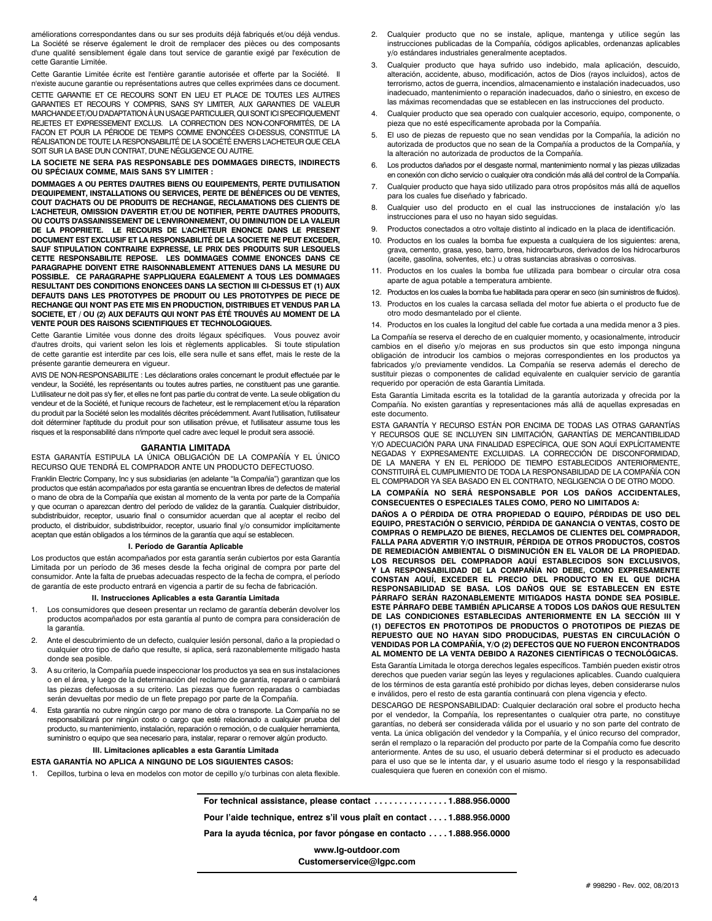améliorations correspondantes dans ou sur ses produits déjà fabriqués et/ou déjà vendus. La Société se réserve également le droit de remplacer des pièces ou des composants d'une qualité sensiblement égale dans tout service de garantie exigé par l'exécution de cette Garantie Limitée.

Cette Garantie Limitée écrite est l'entière garantie autorisée et offerte par la Société. Il n'existe aucune garantie ou représentations autres que celles exprimées dans ce document.

CETTE GARANTIE ET CE RECOURS SONT EN LIEU ET PLACE DE TOUTES LES AUTRES GARANTIES ET RECOURS Y COMPRIS, SANS S'Y LIMITER, AUX GARANTIES DE VALEUR MARCHANDE ET/OU D'ADAPTATION À UN USAGE PARTICULIER, QUI SONT ICI SPECIFIQUEMENT REJETES ET EXPRESSEMENT EXCLUS. LA CORRECTION DES NON-CONFORMITÉS, DE LA FACON ET POUR LA PÉRIODE DE TEMPS COMME ENONCÉES CI-DESSUS, CONSTITUE LA RÉALISATION DE TOUTE LA RESPONSABILITÉ DE LA SOCIÉTÉ ENVERS L'ACHETEUR QUE CELA SOIT SUR LA BASE D'UN CONTRAT, D'UNE NÉGLIGENCE OU AUTRE.

**LA SOCIETE NE SERA PAS RESPONSABLE DES DOMMAGES DIRECTS, INDIRECTS OU SPÉCIAUX COMME, MAIS SANS S'Y LIMITER :**

**DOMMAGES A OU PERTES D'AUTRES BIENS OU EQUIPEMENTS, PERTE D'UTILISATION D'EQUIPEMENT, INSTALLATIONS OU SERVICES, PERTE DE BÉNÉFICES OU DE VENTES, COUT D'ACHATS OU DE PRODUITS DE RECHANGE, RECLAMATIONS DES CLIENTS DE L'ACHETEUR, OMISSION D'AVERTIR ET/OU DE NOTIFIER, PERTE D'AUTRES PRODUITS, OU COUTS D'ASSAINISSEMENT DE L'ENVIRONNEMENT, OU DIMINUTION DE LA VALEUR DE LA PROPRIETE. LE RECOURS DE L'ACHETEUR ENONCE DANS LE PRESENT DOCUMENT EST EXCLUSIF ET LA RESPONSABILITÉ DE LA SOCIETE NE PEUT EXCEDER, SAUF STIPULATION CONTRAIRE EXPRESSE, LE PRIX DES PRODUITS SUR LESQUELS CETTE RESPONSABILITE REPOSE. LES DOMMAGES COMME ENONCES DANS CE PARAGRAPHE DOIVENT ETRE RAISONNABLEMENT ATTENUES DANS LA MESURE DU POSSIBLE. CE PARAGRAPHE S'APPLIQUERA EGALEMENT A TOUS LES DOMMAGES RESULTANT DES CONDITIONS ENONCEES DANS LA SECTION III CI-DESSUS ET (1) AUX DEFAUTS DANS LES PROTOTYPES DE PRODUIT OU LES PROTOTYPES DE PIECE DE RECHANGE QUI N'ONT PAS ETE MIS EN PRODUCTION, DISTRIBUES ET VENDUS PAR LA SOCIETE, ET / OU (2) AUX DEFAUTS QUI N'ONT PAS ÉTÉ TROUVÉS AU MOMENT DE LA VENTE POUR DES RAISONS SCIENTIFIQUES ET TECHNOLOGIQUES.**

Cette Garantie Limitée vous donne des droits légaux spécifiques. Vous pouvez avoir d'autres droits, qui varient selon les lois et règlements applicables. Si toute stipulation de cette garantie est interdite par ces lois, elle sera nulle et sans effet, mais le reste de la présente garantie demeurera en vigueur.

AVIS DE NON-RESPONSABILITE : Les déclarations orales concernant le produit effectuée par le vendeur, la Société, les représentants ou toutes autres parties, ne constituent pas une garantie. L'utilisateur ne doit pas s'y fier, et elles ne font pas partie du contrat de vente. La seule obligation du vendeur et de la Société, et l'unique recours de l'acheteur, est le remplacement et/ou la réparation du produit par la Société selon les modalités décrites précédemment. Avant l'utilisation, l'utilisateur doit déterminer l'aptitude du produit pour son utilisation prévue, et l'utilisateur assume tous les risques et la responsabilité dans n'importe quel cadre avec lequel le produit sera associé.

## GARANTIA LIMITADA

ESTA GARANTÍA ESTIPULA LA ÚNICA OBLIGACIÓN DE LA COMPAÑÍA Y EL ÚNICO RECURSO QUE TENDRÁ EL COMPRADOR ANTE UN PRODUCTO DEFECTUOSO.

Franklin Electric Company, Inc y sus subsidiarias (en adelante "la Compañía") garantizan que los productos que están acompañados por esta garantía se encuentran libres de defectos de material o mano de obra de la Compañía que existan al momento de la venta por parte de la Compañía y que ocurran o aparezcan dentro del período de validez de la garantía. Cualquier distribuidor, subdistribuidor, receptor, usuario final o consumidor acuerdan que al aceptar el recibo del producto, el distribuidor, subdistribuidor, receptor, usuario final y/o consumidor implícitamente aceptan que están obligados a los términos de la garantía que aquí se establecen.

### I. Período de Garantía Aplicable

Los productos que están acompañados por esta garantía serán cubiertos por esta Garantía Limitada por un período de 36 meses desde la fecha original de compra por parte del consumidor. Ante la falta de pruebas adecuadas respecto de la fecha de compra, el período de garantía de este producto entrará en vigencia a partir de su fecha de fabricación.

### II. Instrucciones Aplicables a esta Garantía Limitada

1. Los consumidores que deseen presentar un reclamo de garantía deberán devolver los productos acompañados por esta garantía al punto de compra para consideración de la garantía.
2. Ante el descubrimiento de un defecto, cualquier lesión personal, daño a la propiedad o cualquier otro tipo de daño que resulte, si aplica, será razonablemente mitigado hasta donde sea posible.
3. A su criterio, la Compañía puede inspeccionar los productos ya sea en sus instalaciones o en el área, y luego de la determinación del reclamo de garantía, reparará o cambiará las piezas defectuosas a su criterio. Las piezas que fueron reparadas o cambiadas serán devueltas por medio de un flete prepago por parte de la Compañía.
4. Esta garantía no cubre ningún cargo por mano de obra o transporte. La Compañía no se responsabilizará por ningún costo o cargo que esté relacionado a cualquier prueba del producto, su mantenimiento, instalación, reparación o remoción, o de cualquier herramienta, suministro o equipo que sea necesario para, instalar, reparar o remover algún producto.

### III. Limitaciones aplicables a esta Garantía Limitada

**ESTA GARANTÍA NO APLICA A NINGUNO DE LOS SIGUIENTES CASOS:**

1. Cepillos, turbina o leva en modelos con motor de cepillo y/o turbinas con aleta flexible.
2. Cualquier producto que no se instale, aplique, mantenga y utilice según las instrucciones publicadas de la Compañía, códigos aplicables, ordenanzas aplicables y/o estándares industriales generalmente aceptados.
3. Cualquier producto que haya sufrido uso indebido, mala aplicación, descuido, alteración, accidente, abuso, modificación, actos de Dios (rayos incluidos), actos de terrorismo, actos de guerra, incendios, almacenamiento e instalación inadecuados, uso inadecuado, mantenimiento o reparación inadecuados, daño o siniestro, en exceso de las máximas recomendadas que se establecen en las instrucciones del producto.
4. Cualquier producto que sea operado con cualquier accesorio, equipo, componente, o pieza que no esté específicamente aprobada por la Compañía.
5. El uso de piezas de repuesto que no sean vendidas por la Compañía, la adición no autorizada de productos que no sean de la Compañía a productos de la Compañía, y la alteración no autorizada de productos de la Compañía.
6. Los productos dañados por el desgaste normal, mantenimiento normal y las piezas utilizadas en conexión con dicho servicio o cualquier otra condición más allá del control de la Compañía.
7. Cualquier producto que haya sido utilizado para otros propósitos más allá de aquellos para los cuales fue diseñado y fabricado.
8. Cualquier uso del producto en el cual las instrucciones de instalación y/o las instrucciones para el uso no hayan sido seguidas.
9. Productos conectados a otro voltaje distinto al indicado en la placa de identificación.
10. Productos en los cuales la bomba fue expuesta a cualquiera de los siguientes: arena, grava, cemento, grasa, yeso, barro, brea, hidrocarburos, derivados de los hidrocarburos (aceite, gasolina, solventes, etc.) u otras sustancias abrasivas o corrosivas.
11. Productos en los cuales la bomba fue utilizada para bombear o circular otra cosa aparte de agua potable a temperatura ambiente.
12. Productos en los cuales la bomba fue habilitada para operar en seco (sin suministros de fluidos).
13. Productos en los cuales la carcasa sellada del motor fue abierta o el producto fue de otro modo desmantelado por el cliente.
14. Productos en los cuales la longitud del cable fue cortada a una medida menor a 3 pies.

La Compañía se reserva el derecho de en cualquier momento, y ocasionalmente, introducir cambios en el diseño y/o mejoras en sus productos sin que esto imponga ninguna obligación de introducir los cambios o mejoras correspondientes en los productos ya fabricados y/o previamente vendidos. La Compañía se reserva además el derecho de sustituir piezas o componentes de calidad equivalente en cualquier servicio de garantía requerido por operación de esta Garantía Limitada.

Esta Garantía Limitada escrita es la totalidad de la garantía autorizada y ofrecida por la Compañía. No existen garantías y representaciones más allá de aquellas expresadas en este documento.

ESTA GARANTÍA Y RECURSO ESTÁN POR ENCIMA DE TODAS LAS OTRAS GARANTÍAS Y RECURSOS QUE SE INCLUYEN SIN LIMITACIÓN, GARANTÍAS DE MERCANTIBILIDAD Y/O ADECUACIÓN PARA UNA FINALIDAD ESPECÍFICA, QUE SON AQUÍ EXPLÍCITAMENTE NEGADAS Y EXPRESAMENTE EXCLUIDAS. LA CORRECCIÓN DE DISCONFORMIDAD, DE LA MANERA Y EN EL PERÍODO DE TIEMPO ESTABLECIDOS ANTERIORMENTE, CONSTITUIRÁ EL CUMPLIMIENTO DE TODA LA RESPONSABILIDAD DE LA COMPAÑÍA CON EL COMPRADOR YA SEA BASADO EN EL CONTRATO, NEGLIGENCIA O DE OTRO MODO.

**LA COMPAÑÍA NO SERÁ RESPONSABLE POR LOS DAÑOS ACCIDENTALES, CONSECUENTES O ESPECIALES TALES COMO, PERO NO LIMITADOS A:**

**DAÑOS A O PÉRDIDA DE OTRA PROPIEDAD O EQUIPO, PÉRDIDAS DE USO DEL EQUIPO, PRESTACIÓN O SERVICIO, PÉRDIDA DE GANANCIA O VENTAS, COSTO DE COMPRAS O REMPLAZO DE BIENES, RECLAMOS DE CLIENTES DEL COMPRADOR, FALLA PARA ADVERTIR Y/O INSTRUIR, PÉRDIDA DE OTROS PRODUCTOS, COSTOS DE REMEDIACIÓN AMBIENTAL O DISMINUCIÓN EN EL VALOR DE LA PROPIEDAD. LOS RECURSOS DEL COMPRADOR AQUÍ ESTABLECIDOS SON EXCLUSIVOS, Y LA RESPONSABILIDAD DE LA COMPAÑÍA NO DEBE, COMO EXPRESAMENTE CONSTAN AQUÍ, EXCEDER EL PRECIO DEL PRODUCTO EN EL QUE DICHA RESPONSABILIDAD SE BASA. LOS DAÑOS QUE SE ESTABLECEN EN ESTE PÁRRAFO SERÁN RAZONABLEMENTE MITIGADOS HASTA DONDE SEA POSIBLE. ESTE PÁRRAFO DEBE TAMBIÉN APLICARSE A TODOS LOS DAÑOS QUE RESULTEN DE LAS CONDICIONES ESTABLECIDAS ANTERIORMENTE EN LA SECCIÓN III Y (1) DEFECTOS EN PROTOTIPOS DE PRODUCTOS O PROTOTIPOS DE PIEZAS DE REPUESTO QUE NO HAYAN SIDO PRODUCIDAS, PUESTAS EN CIRCULACIÓN O VENDIDAS POR LA COMPAÑÍA, Y/O (2) DEFECTOS QUE NO FUERON ENCONTRADOS AL MOMENTO DE LA VENTA DEBIDO A RAZONES CIENTÍFICAS O TECNOLÓGICAS.**

Esta Garantía Limitada le otorga derechos legales específicos. También pueden existir otros derechos que pueden variar según las leyes y regulaciones aplicables. Cuando cualquiera de los términos de esta garantía esté prohibido por dichas leyes, deben considerarse nulos e inválidos, pero el resto de esta garantía continuará con plena vigencia y efecto.

DESCARGO DE RESPONSABILIDAD: Cualquier declaración oral sobre el producto hecha por el vendedor, la Compañía, los representantes o cualquier otra parte, no constituye garantías, no deberá ser considerada válida por el usuario y no son parte del contrato de venta. La única obligación del vendedor y la Compañía, y el único recurso del comprador, serán el remplazo o la reparación del producto por parte de la Compañía como fue descrito anteriormente. Antes de su uso, el usuario deberá determinar si el producto es adecuado para el uso que se le intenta dar, y el usuario asume todo el riesgo y la responsabilidad cualesquiera que fueren en conexión con el mismo.

**For technical assistance, please contact . . . . . . . . . . . . . . . 1.888.956.0000**

**Pour l'aide technique, entrez s'il vous plaît en contact . . . . 1.888.956.0000**

**Para la ayuda técnica, por favor póngase en contacto . . . . 1.888.956.0000**

**www.lg-outdoor.com**
**Customerservice@lgpc.com**

# 998290 - Rev. 002, 08/2013